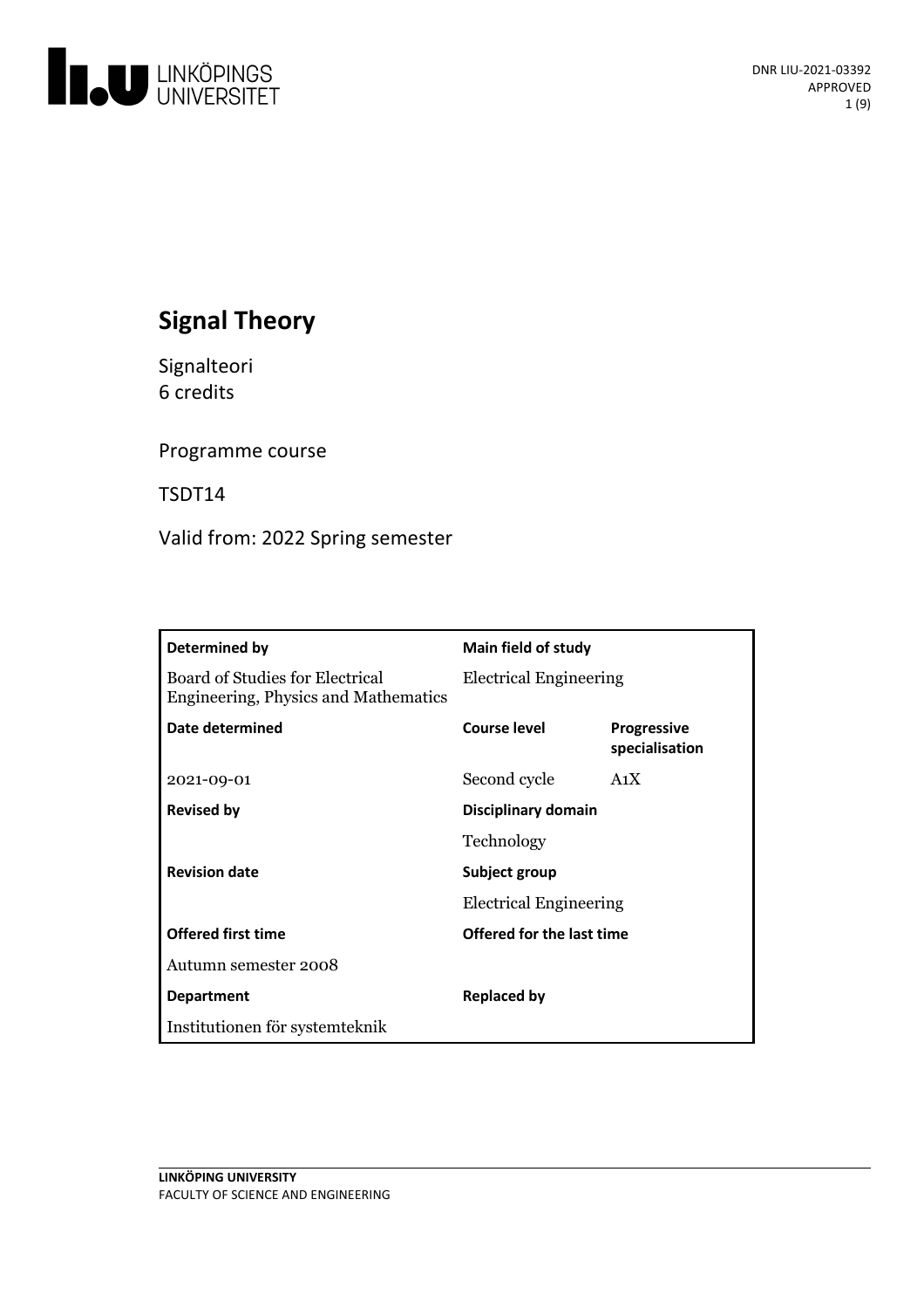# Signal Theory

Signalteori
6 credits

Programme course

TSDT14

Valid from: 2022 Spring semester

| Determined by | Main field of study | |
|---|---|---|
| Board of Studies for Electrical Engineering, Physics and Mathematics | Electrical Engineering | |
| **Date determined** | **Course level** | **Progressive specialisation** |
| 2021-09-01 | Second cycle | A1X |
| **Revised by** | **Disciplinary domain** | |
| | Technology | |
| **Revision date** | **Subject group** | |
| | Electrical Engineering | |
| **Offered first time** | **Offered for the last time** | |
| Autumn semester 2008 | | |
| **Department** | **Replaced by** | |
| Institutionen för systemteknik | | |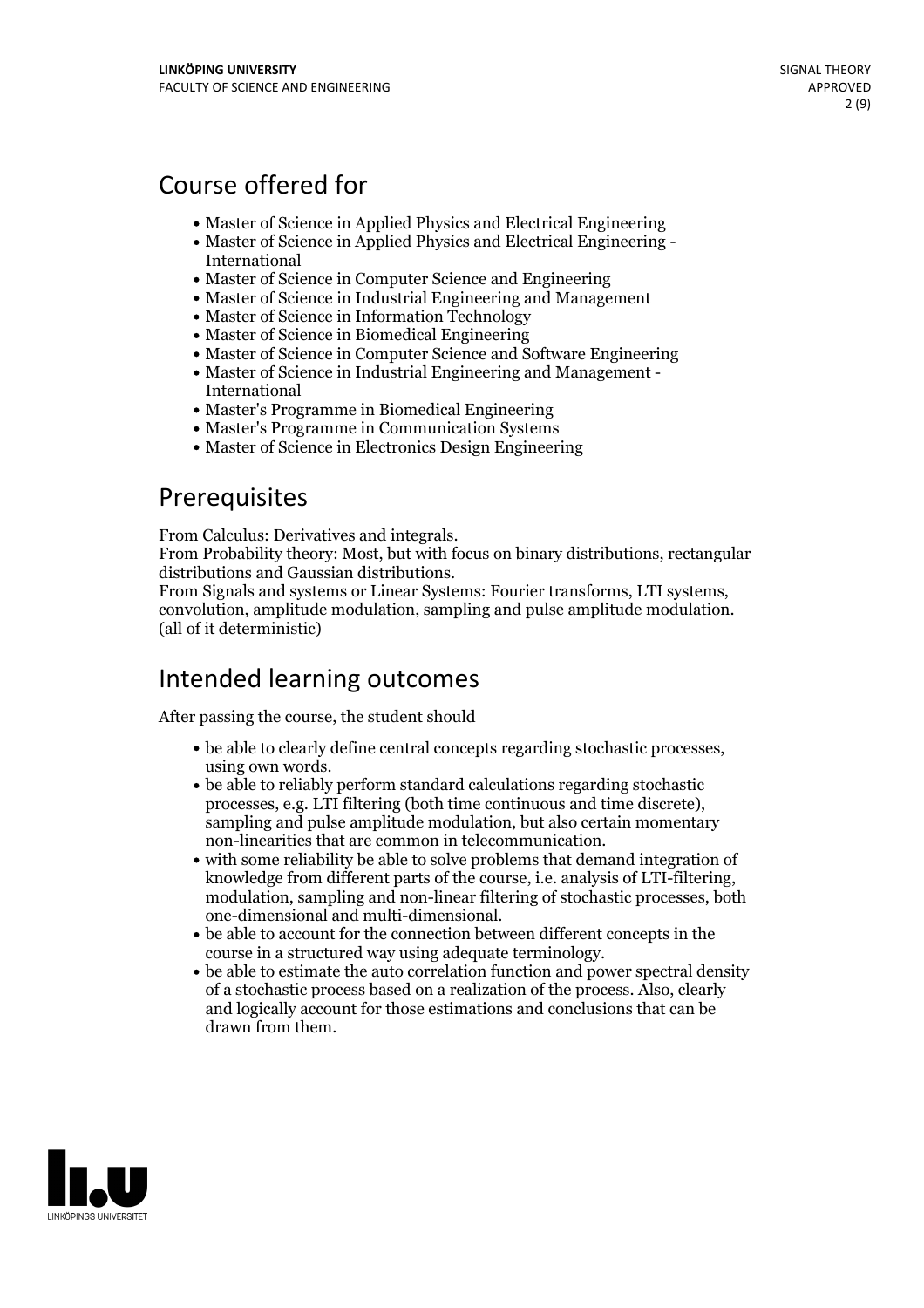## Course offered for

- Master of Science in Applied Physics and Electrical Engineering
- Master of Science in Applied Physics and Electrical Engineering - International
- Master of Science in Computer Science and Engineering
- Master of Science in Industrial Engineering and Management
- Master of Science in Information Technology
- Master of Science in Biomedical Engineering
- Master of Science in Computer Science and Software Engineering
- Master of Science in Industrial Engineering and Management - International
- Master's Programme in Biomedical Engineering
- Master's Programme in Communication Systems
- Master of Science in Electronics Design Engineering

## Prerequisites

From Calculus: Derivatives and integrals.
From Probability theory: Most, but with focus on binary distributions, rectangular distributions and Gaussian distributions.
From Signals and systems or Linear Systems: Fourier transforms, LTI systems, convolution, amplitude modulation, sampling and pulse amplitude modulation. (all of it deterministic)

## Intended learning outcomes

After passing the course, the student should

- be able to clearly define central concepts regarding stochastic processes, using own words.
- be able to reliably perform standard calculations regarding stochastic processes, e.g. LTI filtering (both time continuous and time discrete), sampling and pulse amplitude modulation, but also certain momentary non-linearities that are common in telecommunication.
- with some reliability be able to solve problems that demand integration of knowledge from different parts of the course, i.e. analysis of LTI-filtering, modulation, sampling and non-linear filtering of stochastic processes, both one-dimensional and multi-dimensional.
- be able to account for the connection between different concepts in the course in a structured way using adequate terminology.
- be able to estimate the auto correlation function and power spectral density of a stochastic process based on a realization of the process. Also, clearly and logically account for those estimations and conclusions that can be drawn from them.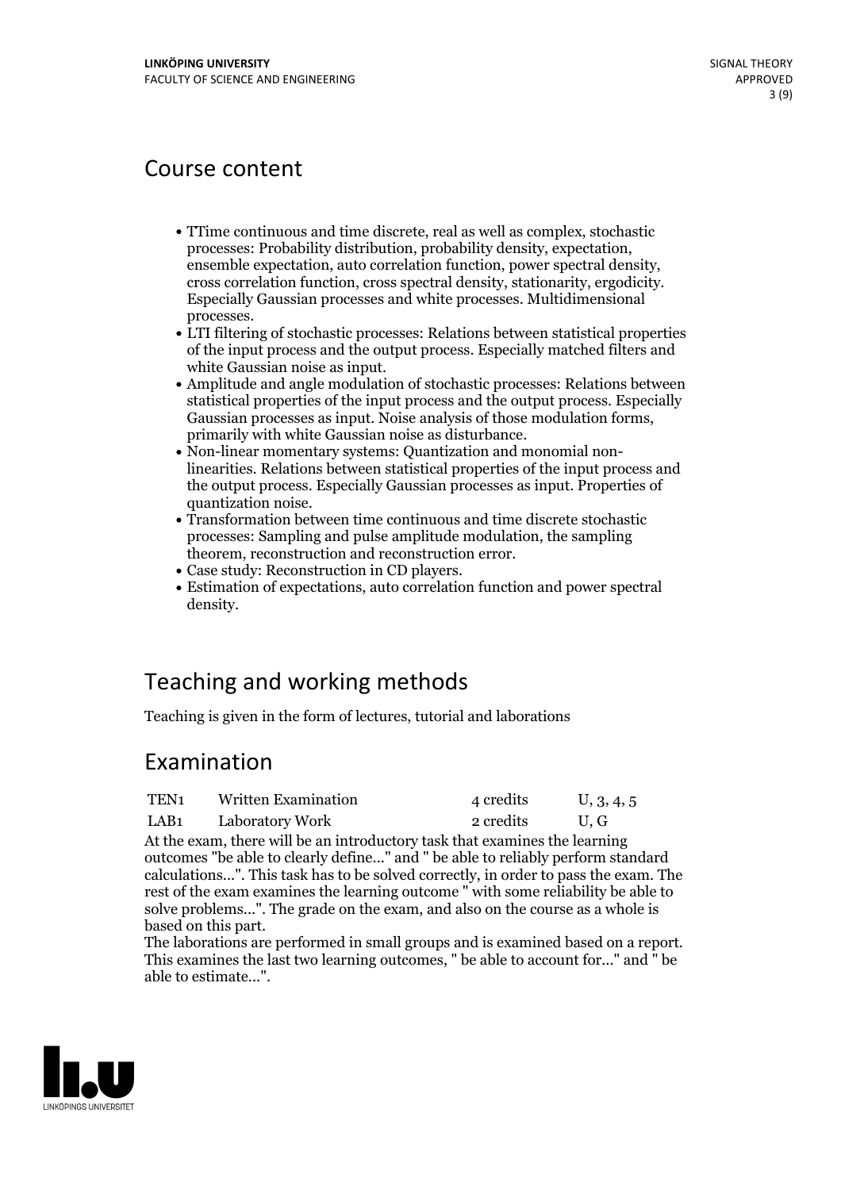## Course content

- TTime continuous and time discrete, real as well as complex, stochastic processes: Probability distribution, probability density, expectation, ensemble expectation, auto correlation function, power spectral density, cross correlation function, cross spectral density, stationarity, ergodicity. Especially Gaussian processes and white processes. Multidimensional processes.
- LTI filtering of stochastic processes: Relations between statistical properties of the input process and the output process. Especially matched filters and white Gaussian noise as input.
- Amplitude and angle modulation of stochastic processes: Relations between statistical properties of the input process and the output process. Especially Gaussian processes as input. Noise analysis of those modulation forms, primarily with white Gaussian noise as disturbance.
- Non-linear momentary systems: Quantization and monomial non-linearities. Relations between statistical properties of the input process and the output process. Especially Gaussian processes as input. Properties of quantization noise.
- Transformation between time continuous and time discrete stochastic processes: Sampling and pulse amplitude modulation, the sampling theorem, reconstruction and reconstruction error.
- Case study: Reconstruction in CD players.
- Estimation of expectations, auto correlation function and power spectral density.

## Teaching and working methods

Teaching is given in the form of lectures, tutorial and laborations

## Examination

| | | | |
|---|---|---|---|
| TEN1 | Written Examination | 4 credits | U, 3, 4, 5 |
| LAB1 | Laboratory Work | 2 credits | U, G |

At the exam, there will be an introductory task that examines the learning outcomes "be able to clearly define..." and " be able to reliably perform standard calculations...". This task has to be solved correctly, in order to pass the exam. The rest of the exam examines the learning outcome " with some reliability be able to solve problems...". The grade on the exam, and also on the course as a whole is based on this part.
The laborations are performed in small groups and is examined based on a report. This examines the last two learning outcomes, " be able to account for..." and " be able to estimate...".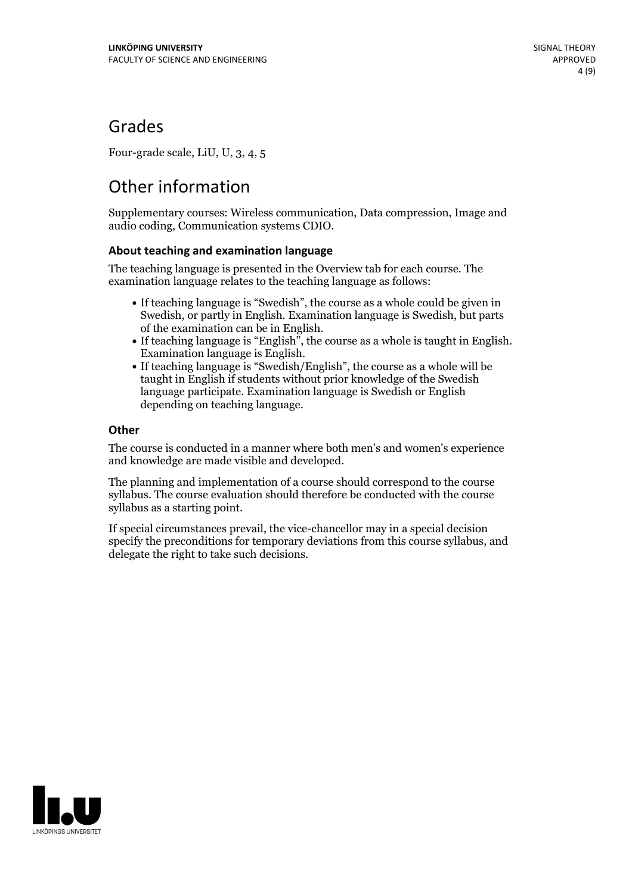## Grades

Four-grade scale, LiU, U, 3, 4, 5

## Other information

Supplementary courses: Wireless communication, Data compression, Image and audio coding, Communication systems CDIO.

### About teaching and examination language

The teaching language is presented in the Overview tab for each course. The examination language relates to the teaching language as follows:

- If teaching language is "Swedish", the course as a whole could be given in Swedish, or partly in English. Examination language is Swedish, but parts of the examination can be in English.
- If teaching language is "English", the course as a whole is taught in English. Examination language is English.
- If teaching language is "Swedish/English", the course as a whole will be taught in English if students without prior knowledge of the Swedish language participate. Examination language is Swedish or English depending on teaching language.

### Other

The course is conducted in a manner where both men's and women's experience and knowledge are made visible and developed.

The planning and implementation of a course should correspond to the course syllabus. The course evaluation should therefore be conducted with the course syllabus as a starting point.

If special circumstances prevail, the vice-chancellor may in a special decision specify the preconditions for temporary deviations from this course syllabus, and delegate the right to take such decisions.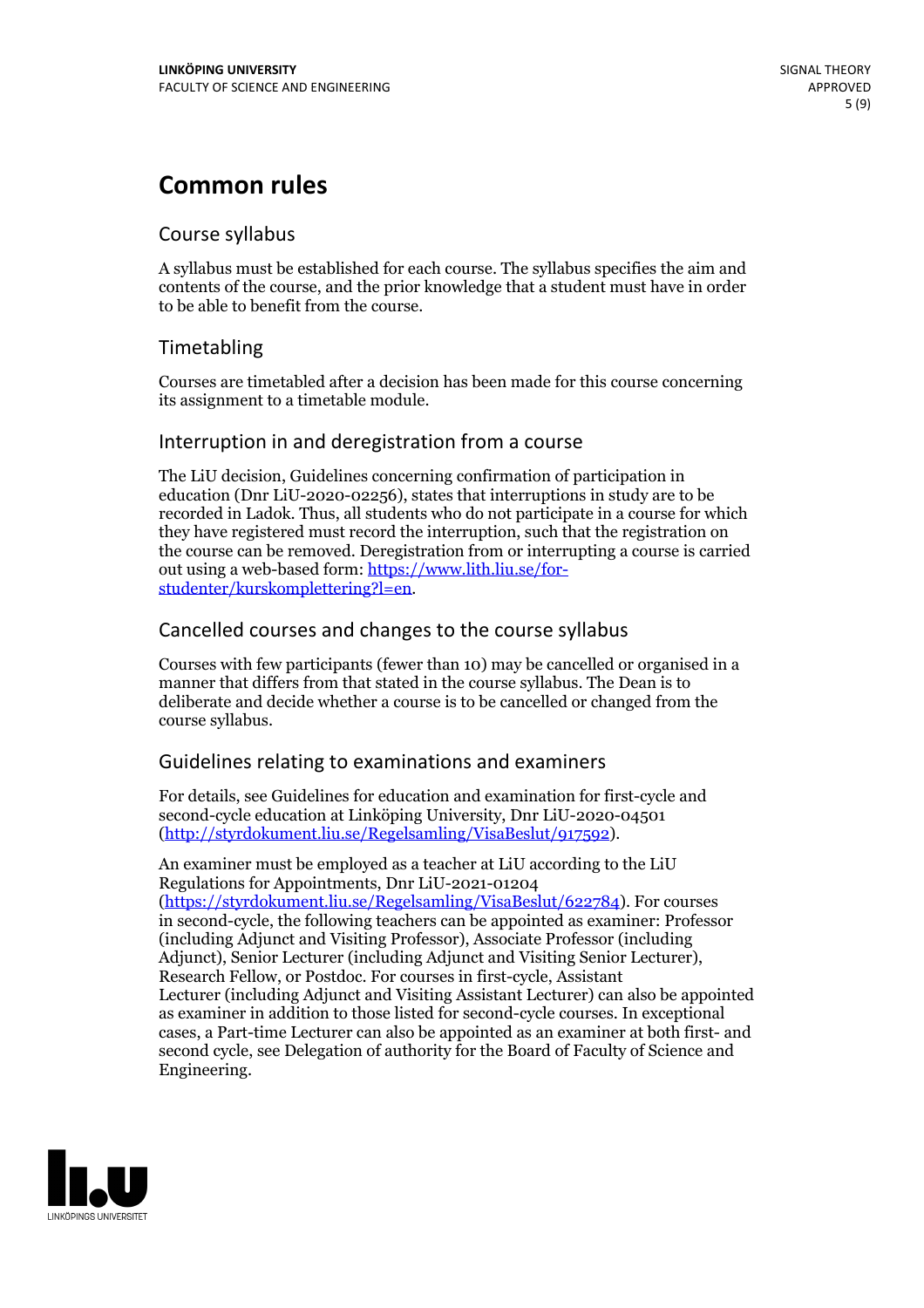# Common rules

## Course syllabus

A syllabus must be established for each course. The syllabus specifies the aim and contents of the course, and the prior knowledge that a student must have in order to be able to benefit from the course.

## Timetabling

Courses are timetabled after a decision has been made for this course concerning its assignment to a timetable module.

## Interruption in and deregistration from a course

The LiU decision, Guidelines concerning confirmation of participation in education (Dnr LiU-2020-02256), states that interruptions in study are to be recorded in Ladok. Thus, all students who do not participate in a course for which they have registered must record the interruption, such that the registration on the course can be removed. Deregistration from or interrupting a course is carried out using a web-based form: https://www.lith.liu.se/for-studenter/kurskomplettering?l=en.

## Cancelled courses and changes to the course syllabus

Courses with few participants (fewer than 10) may be cancelled or organised in a manner that differs from that stated in the course syllabus. The Dean is to deliberate and decide whether a course is to be cancelled or changed from the course syllabus.

## Guidelines relating to examinations and examiners

For details, see Guidelines for education and examination for first-cycle and second-cycle education at Linköping University, Dnr LiU-2020-04501 (http://styrdokument.liu.se/Regelsamling/VisaBeslut/917592).

An examiner must be employed as a teacher at LiU according to the LiU Regulations for Appointments, Dnr LiU-2021-01204 (https://styrdokument.liu.se/Regelsamling/VisaBeslut/622784). For courses in second-cycle, the following teachers can be appointed as examiner: Professor (including Adjunct and Visiting Professor), Associate Professor (including Adjunct), Senior Lecturer (including Adjunct and Visiting Senior Lecturer), Research Fellow, or Postdoc. For courses in first-cycle, Assistant Lecturer (including Adjunct and Visiting Assistant Lecturer) can also be appointed as examiner in addition to those listed for second-cycle courses. In exceptional cases, a Part-time Lecturer can also be appointed as an examiner at both first- and second cycle, see Delegation of authority for the Board of Faculty of Science and Engineering.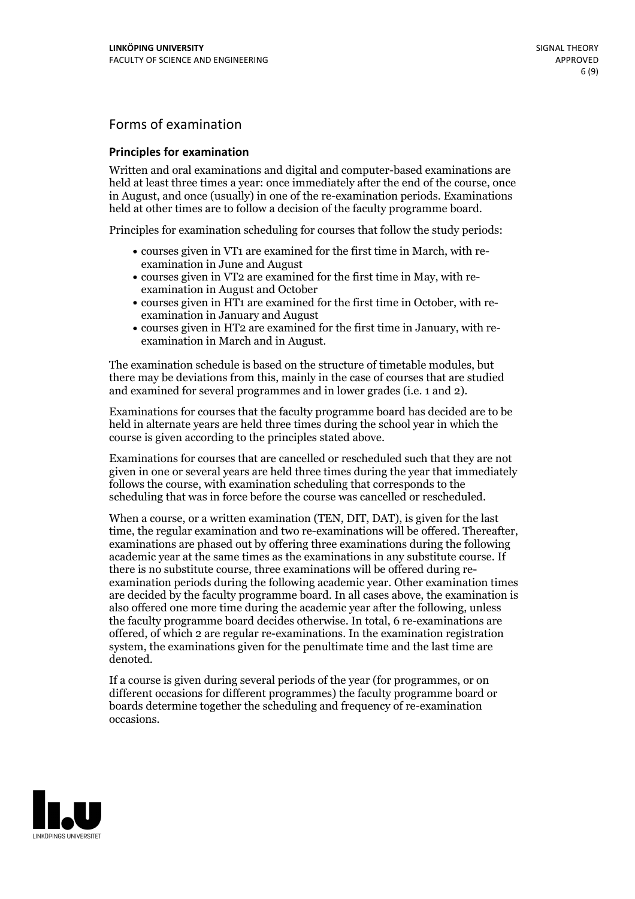## Forms of examination

### Principles for examination

Written and oral examinations and digital and computer-based examinations are held at least three times a year: once immediately after the end of the course, once in August, and once (usually) in one of the re-examination periods. Examinations held at other times are to follow a decision of the faculty programme board.

Principles for examination scheduling for courses that follow the study periods:

- courses given in VT1 are examined for the first time in March, with re-examination in June and August
- courses given in VT2 are examined for the first time in May, with re-examination in August and October
- courses given in HT1 are examined for the first time in October, with re-examination in January and August
- courses given in HT2 are examined for the first time in January, with re-examination in March and in August.

The examination schedule is based on the structure of timetable modules, but there may be deviations from this, mainly in the case of courses that are studied and examined for several programmes and in lower grades (i.e. 1 and 2).

Examinations for courses that the faculty programme board has decided are to be held in alternate years are held three times during the school year in which the course is given according to the principles stated above.

Examinations for courses that are cancelled or rescheduled such that they are not given in one or several years are held three times during the year that immediately follows the course, with examination scheduling that corresponds to the scheduling that was in force before the course was cancelled or rescheduled.

When a course, or a written examination (TEN, DIT, DAT), is given for the last time, the regular examination and two re-examinations will be offered. Thereafter, examinations are phased out by offering three examinations during the following academic year at the same times as the examinations in any substitute course. If there is no substitute course, three examinations will be offered during re-examination periods during the following academic year. Other examination times are decided by the faculty programme board. In all cases above, the examination is also offered one more time during the academic year after the following, unless the faculty programme board decides otherwise. In total, 6 re-examinations are offered, of which 2 are regular re-examinations. In the examination registration system, the examinations given for the penultimate time and the last time are denoted.

If a course is given during several periods of the year (for programmes, or on different occasions for different programmes) the faculty programme board or boards determine together the scheduling and frequency of re-examination occasions.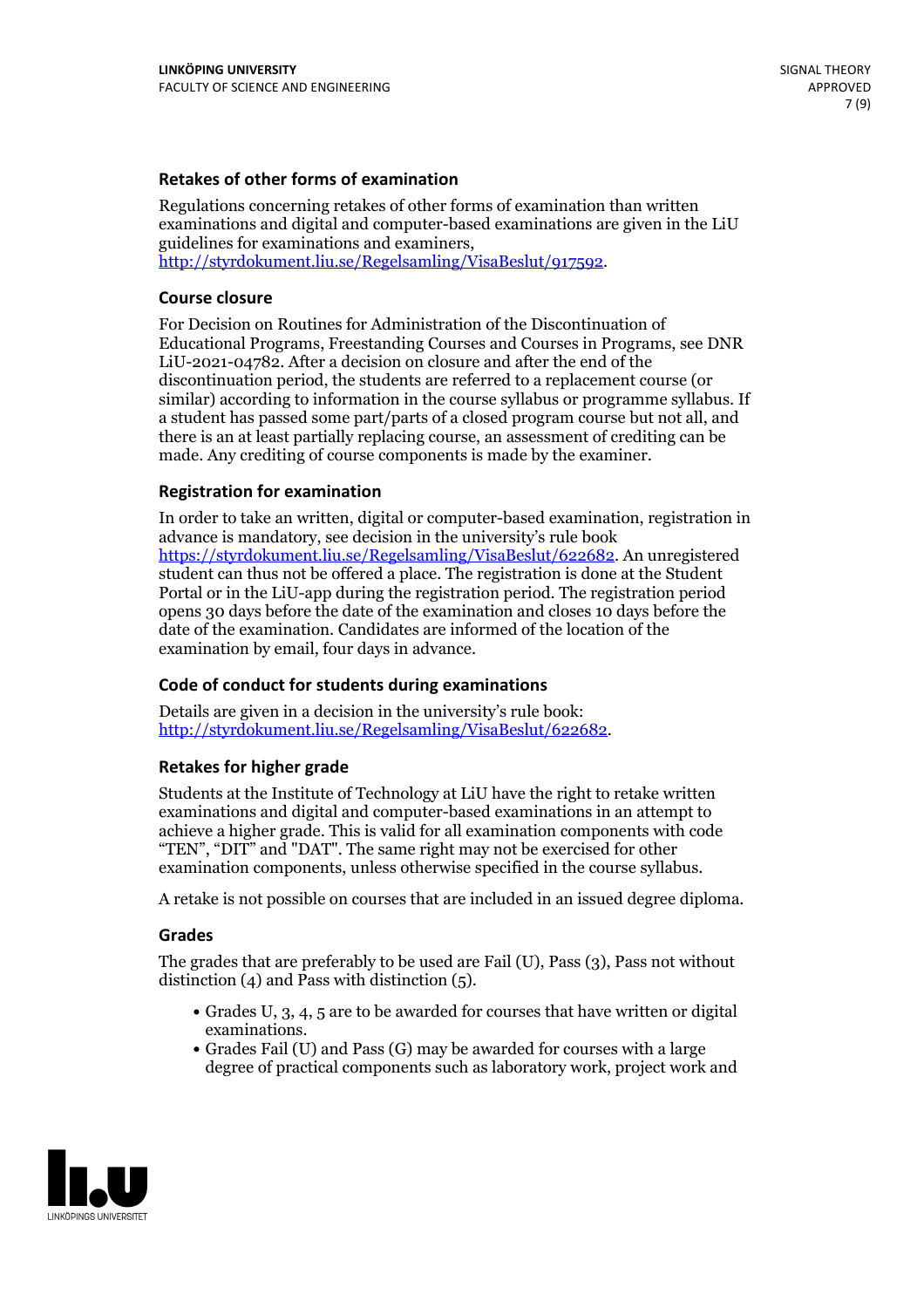### Retakes of other forms of examination

Regulations concerning retakes of other forms of examination than written examinations and digital and computer-based examinations are given in the LiU guidelines for examinations and examiners, http://styrdokument.liu.se/Regelsamling/VisaBeslut/917592.

### Course closure

For Decision on Routines for Administration of the Discontinuation of Educational Programs, Freestanding Courses and Courses in Programs, see DNR LiU-2021-04782. After a decision on closure and after the end of the discontinuation period, the students are referred to a replacement course (or similar) according to information in the course syllabus or programme syllabus. If a student has passed some part/parts of a closed program course but not all, and there is an at least partially replacing course, an assessment of crediting can be made. Any crediting of course components is made by the examiner.

### Registration for examination

In order to take an written, digital or computer-based examination, registration in advance is mandatory, see decision in the university's rule book https://styrdokument.liu.se/Regelsamling/VisaBeslut/622682. An unregistered student can thus not be offered a place. The registration is done at the Student Portal or in the LiU-app during the registration period. The registration period opens 30 days before the date of the examination and closes 10 days before the date of the examination. Candidates are informed of the location of the examination by email, four days in advance.

### Code of conduct for students during examinations

Details are given in a decision in the university's rule book: http://styrdokument.liu.se/Regelsamling/VisaBeslut/622682.

### Retakes for higher grade

Students at the Institute of Technology at LiU have the right to retake written examinations and digital and computer-based examinations in an attempt to achieve a higher grade. This is valid for all examination components with code "TEN", "DIT" and "DAT". The same right may not be exercised for other examination components, unless otherwise specified in the course syllabus.

A retake is not possible on courses that are included in an issued degree diploma.

### Grades

The grades that are preferably to be used are Fail (U), Pass (3), Pass not without distinction (4) and Pass with distinction (5).

- Grades U, 3, 4, 5 are to be awarded for courses that have written or digital examinations.
- Grades Fail (U) and Pass (G) may be awarded for courses with a large degree of practical components such as laboratory work, project work and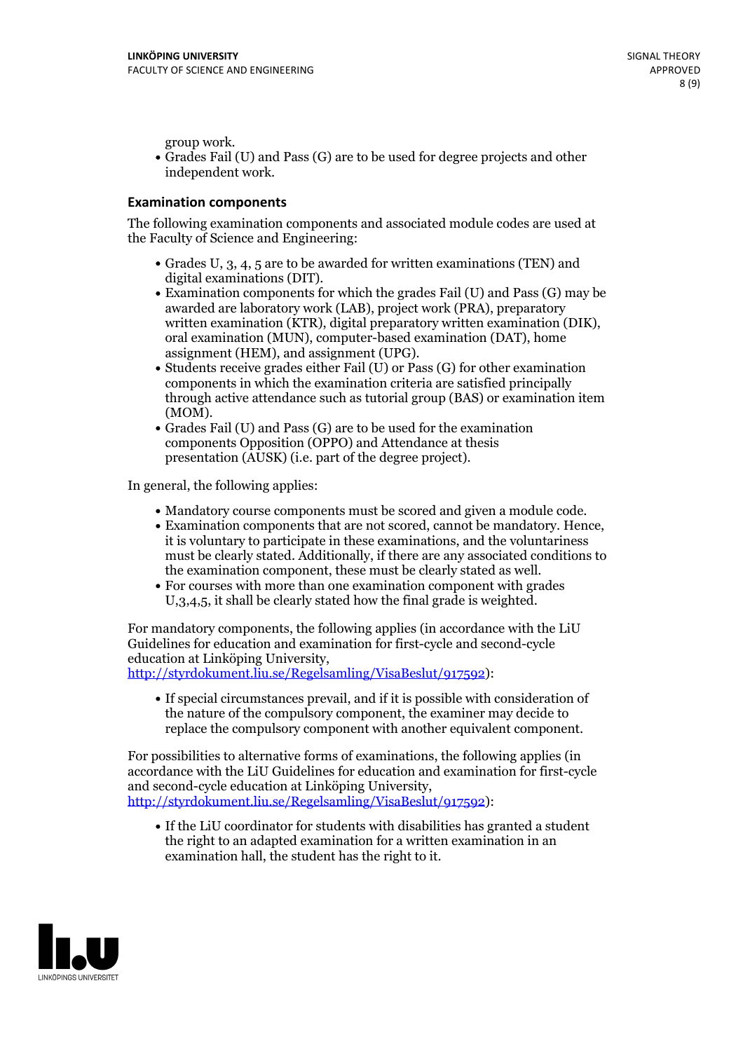group work.
- Grades Fail (U) and Pass (G) are to be used for degree projects and other independent work.

### Examination components

The following examination components and associated module codes are used at the Faculty of Science and Engineering:

- Grades U, 3, 4, 5 are to be awarded for written examinations (TEN) and digital examinations (DIT).
- Examination components for which the grades Fail (U) and Pass (G) may be awarded are laboratory work (LAB), project work (PRA), preparatory written examination (KTR), digital preparatory written examination (DIK), oral examination (MUN), computer-based examination (DAT), home assignment (HEM), and assignment (UPG).
- Students receive grades either Fail (U) or Pass (G) for other examination components in which the examination criteria are satisfied principally through active attendance such as tutorial group (BAS) or examination item (MOM).
- Grades Fail (U) and Pass (G) are to be used for the examination components Opposition (OPPO) and Attendance at thesis presentation (AUSK) (i.e. part of the degree project).

In general, the following applies:

- Mandatory course components must be scored and given a module code.
- Examination components that are not scored, cannot be mandatory. Hence, it is voluntary to participate in these examinations, and the voluntariness must be clearly stated. Additionally, if there are any associated conditions to the examination component, these must be clearly stated as well.
- For courses with more than one examination component with grades U,3,4,5, it shall be clearly stated how the final grade is weighted.

For mandatory components, the following applies (in accordance with the LiU Guidelines for education and examination for first-cycle and second-cycle education at Linköping University, http://styrdokument.liu.se/Regelsamling/VisaBeslut/917592):

- If special circumstances prevail, and if it is possible with consideration of the nature of the compulsory component, the examiner may decide to replace the compulsory component with another equivalent component.

For possibilities to alternative forms of examinations, the following applies (in accordance with the LiU Guidelines for education and examination for first-cycle and second-cycle education at Linköping University, http://styrdokument.liu.se/Regelsamling/VisaBeslut/917592):

- If the LiU coordinator for students with disabilities has granted a student the right to an adapted examination for a written examination in an examination hall, the student has the right to it.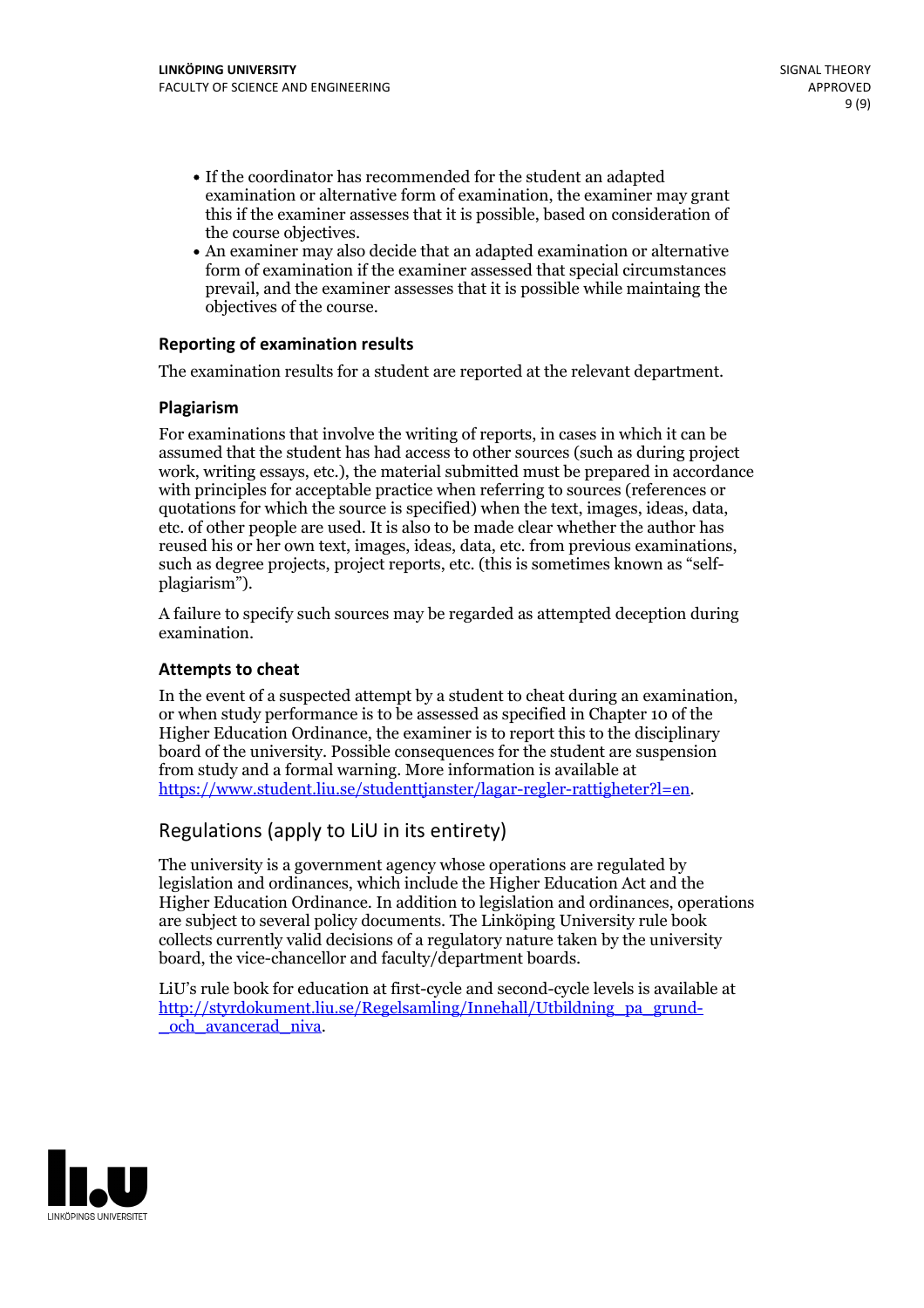- If the coordinator has recommended for the student an adapted examination or alternative form of examination, the examiner may grant this if the examiner assesses that it is possible, based on consideration of the course objectives.
- An examiner may also decide that an adapted examination or alternative form of examination if the examiner assessed that special circumstances prevail, and the examiner assesses that it is possible while maintaing the objectives of the course.

### Reporting of examination results

The examination results for a student are reported at the relevant department.

### Plagiarism

For examinations that involve the writing of reports, in cases in which it can be assumed that the student has had access to other sources (such as during project work, writing essays, etc.), the material submitted must be prepared in accordance with principles for acceptable practice when referring to sources (references or quotations for which the source is specified) when the text, images, ideas, data, etc. of other people are used. It is also to be made clear whether the author has reused his or her own text, images, ideas, data, etc. from previous examinations, such as degree projects, project reports, etc. (this is sometimes known as "self-plagiarism").

A failure to specify such sources may be regarded as attempted deception during examination.

### Attempts to cheat

In the event of a suspected attempt by a student to cheat during an examination, or when study performance is to be assessed as specified in Chapter 10 of the Higher Education Ordinance, the examiner is to report this to the disciplinary board of the university. Possible consequences for the student are suspension from study and a formal warning. More information is available at https://www.student.liu.se/studenttjanster/lagar-regler-rattigheter?l=en.

## Regulations (apply to LiU in its entirety)

The university is a government agency whose operations are regulated by legislation and ordinances, which include the Higher Education Act and the Higher Education Ordinance. In addition to legislation and ordinances, operations are subject to several policy documents. The Linköping University rule book collects currently valid decisions of a regulatory nature taken by the university board, the vice-chancellor and faculty/department boards.

LiU's rule book for education at first-cycle and second-cycle levels is available at http://styrdokument.liu.se/Regelsamling/Innehall/Utbildning_pa_grund-_och_avancerad_niva.